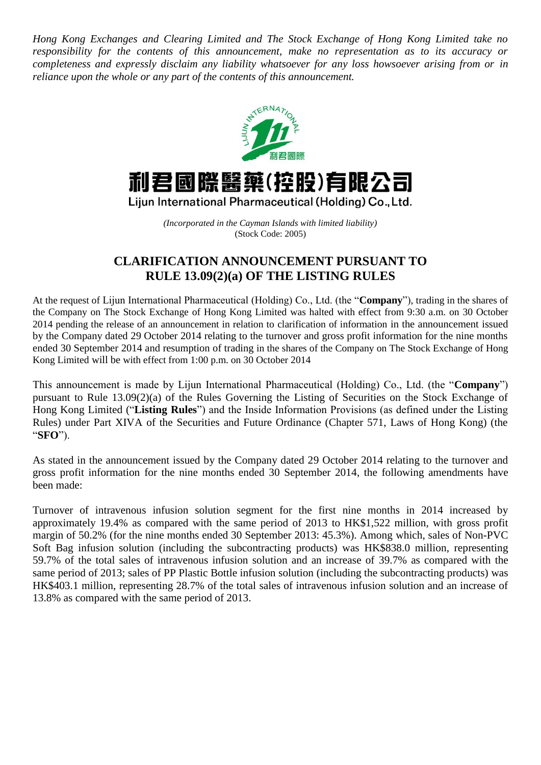*Hong Kong Exchanges and Clearing Limited and The Stock Exchange of Hong Kong Limited take no responsibility for the contents of this announcement, make no representation as to its accuracy or completeness and expressly disclaim any liability whatsoever for any loss howsoever arising from or in reliance upon the whole or any part of the contents of this announcement.*

# 利君國際醫藥(控股)有限公司

## Lijun International Pharmaceutical (Holding) Co., Ltd.

*(Incorporated in the Cayman Islands with limited liability)*
(Stock Code: 2005)

## CLARIFICATION ANNOUNCEMENT PURSUANT TO RULE 13.09(2)(a) OF THE LISTING RULES

At the request of Lijun International Pharmaceutical (Holding) Co., Ltd. (the "**Company**"), trading in the shares of the Company on The Stock Exchange of Hong Kong Limited was halted with effect from 9:30 a.m. on 30 October 2014 pending the release of an announcement in relation to clarification of information in the announcement issued by the Company dated 29 October 2014 relating to the turnover and gross profit information for the nine months ended 30 September 2014 and resumption of trading in the shares of the Company on The Stock Exchange of Hong Kong Limited will be with effect from 1:00 p.m. on 30 October 2014

This announcement is made by Lijun International Pharmaceutical (Holding) Co., Ltd. (the "**Company**") pursuant to Rule 13.09(2)(a) of the Rules Governing the Listing of Securities on the Stock Exchange of Hong Kong Limited ("**Listing Rules**") and the Inside Information Provisions (as defined under the Listing Rules) under Part XIVA of the Securities and Future Ordinance (Chapter 571, Laws of Hong Kong) (the "**SFO**").

As stated in the announcement issued by the Company dated 29 October 2014 relating to the turnover and gross profit information for the nine months ended 30 September 2014, the following amendments have been made:

Turnover of intravenous infusion solution segment for the first nine months in 2014 increased by approximately 19.4% as compared with the same period of 2013 to HK$1,522 million, with gross profit margin of 50.2% (for the nine months ended 30 September 2013: 45.3%). Among which, sales of Non-PVC Soft Bag infusion solution (including the subcontracting products) was HK$838.0 million, representing 59.7% of the total sales of intravenous infusion solution and an increase of 39.7% as compared with the same period of 2013; sales of PP Plastic Bottle infusion solution (including the subcontracting products) was HK$403.1 million, representing 28.7% of the total sales of intravenous infusion solution and an increase of 13.8% as compared with the same period of 2013.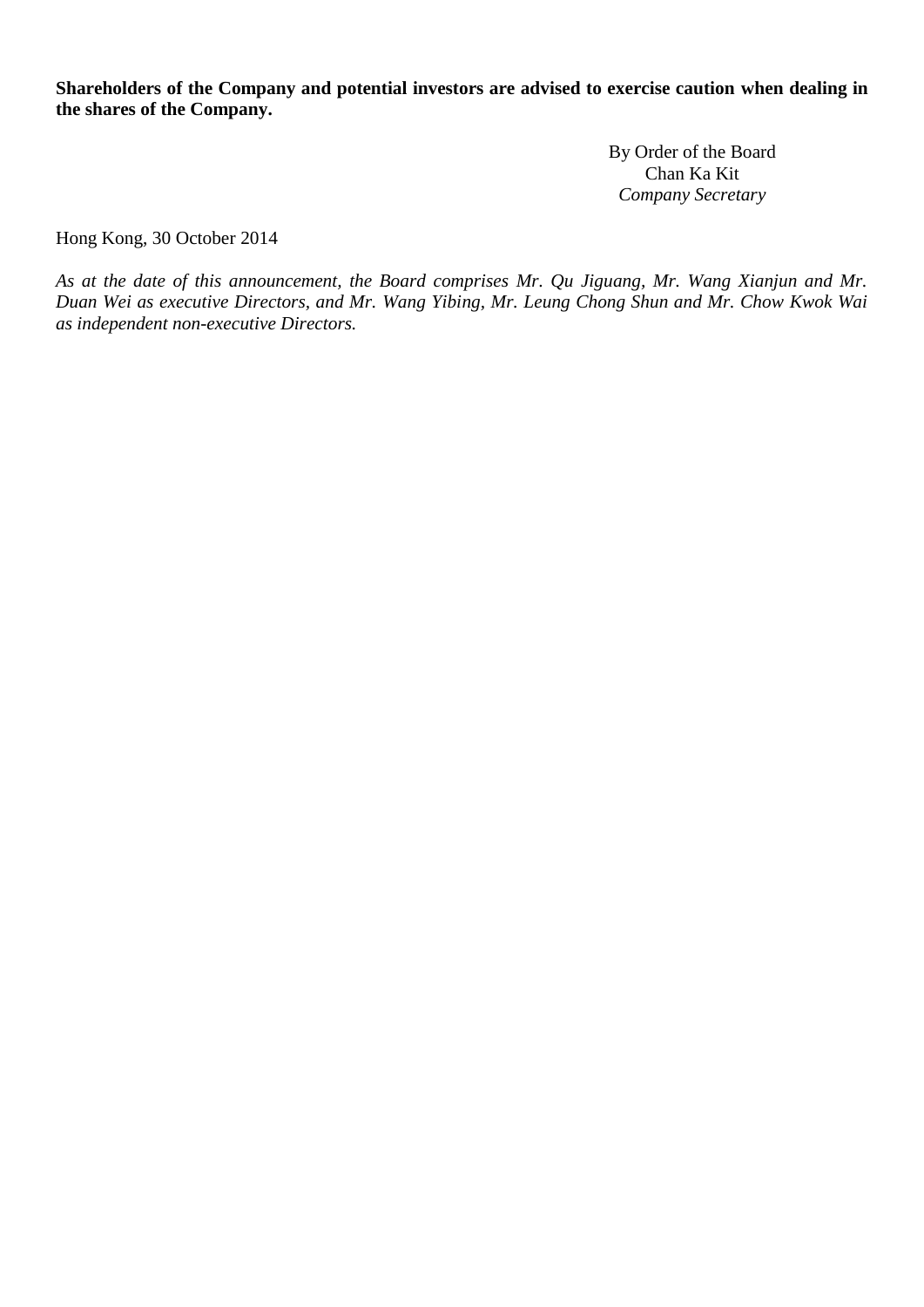**Shareholders of the Company and potential investors are advised to exercise caution when dealing in the shares of the Company.**

By Order of the Board
Chan Ka Kit
*Company Secretary*

Hong Kong, 30 October 2014

*As at the date of this announcement, the Board comprises Mr. Qu Jiguang, Mr. Wang Xianjun and Mr. Duan Wei as executive Directors, and Mr. Wang Yibing, Mr. Leung Chong Shun and Mr. Chow Kwok Wai as independent non-executive Directors.*